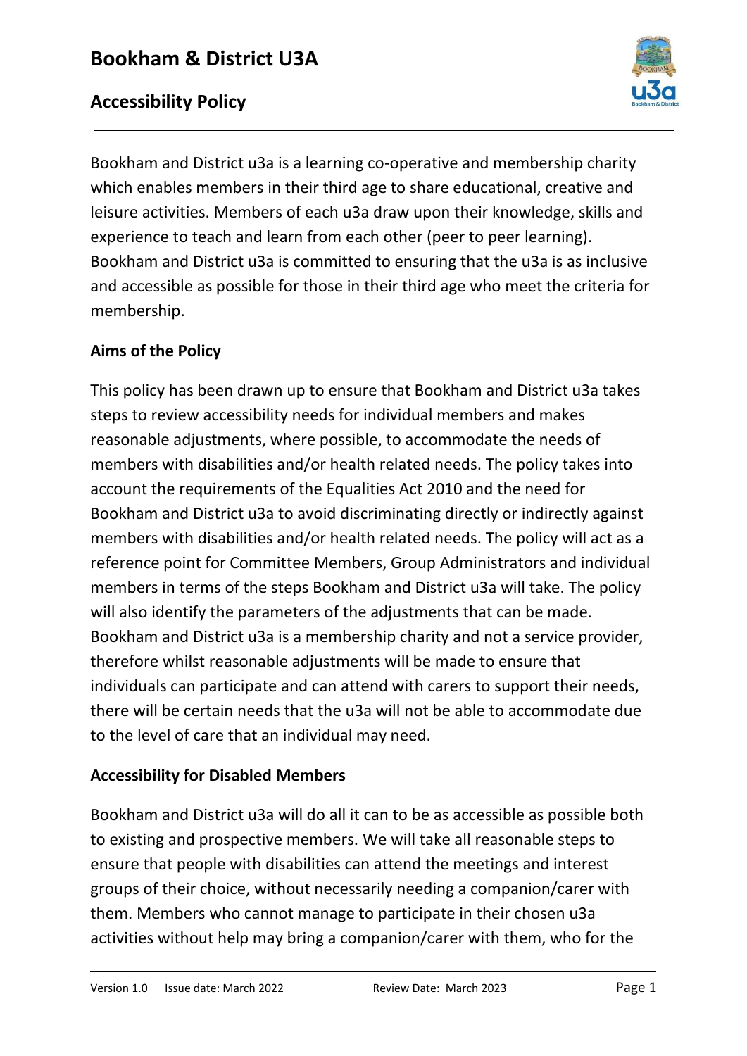# Bookham & District U3A

## Accessibility Policy

Bookham and District u3a is a learning co-operative and membership charity which enables members in their third age to share educational, creative and leisure activities. Members of each u3a draw upon their knowledge, skills and experience to teach and learn from each other (peer to peer learning). Bookham and District u3a is committed to ensuring that the u3a is as inclusive and accessible as possible for those in their third age who meet the criteria for membership.

### Aims of the Policy

This policy has been drawn up to ensure that Bookham and District u3a takes steps to review accessibility needs for individual members and makes reasonable adjustments, where possible, to accommodate the needs of members with disabilities and/or health related needs. The policy takes into account the requirements of the Equalities Act 2010 and the need for Bookham and District u3a to avoid discriminating directly or indirectly against members with disabilities and/or health related needs. The policy will act as a reference point for Committee Members, Group Administrators and individual members in terms of the steps Bookham and District u3a will take. The policy will also identify the parameters of the adjustments that can be made. Bookham and District u3a is a membership charity and not a service provider, therefore whilst reasonable adjustments will be made to ensure that individuals can participate and can attend with carers to support their needs, there will be certain needs that the u3a will not be able to accommodate due to the level of care that an individual may need.

### Accessibility for Disabled Members

Bookham and District u3a will do all it can to be as accessible as possible both to existing and prospective members. We will take all reasonable steps to ensure that people with disabilities can attend the meetings and interest groups of their choice, without necessarily needing a companion/carer with them. Members who cannot manage to participate in their chosen u3a activities without help may bring a companion/carer with them, who for the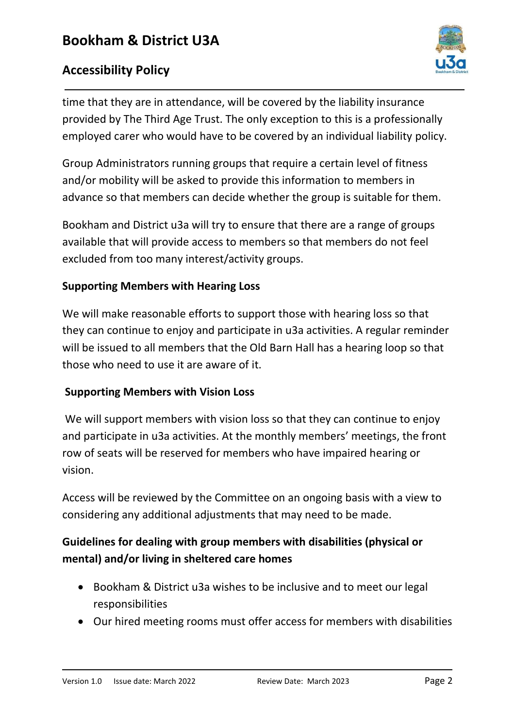time that they are in attendance, will be covered by the liability insurance provided by The Third Age Trust. The only exception to this is a professionally employed carer who would have to be covered by an individual liability policy.

Group Administrators running groups that require a certain level of fitness and/or mobility will be asked to provide this information to members in advance so that members can decide whether the group is suitable for them.

Bookham and District u3a will try to ensure that there are a range of groups available that will provide access to members so that members do not feel excluded from too many interest/activity groups.

**Supporting Members with Hearing Loss**

We will make reasonable efforts to support those with hearing loss so that they can continue to enjoy and participate in u3a activities. A regular reminder will be issued to all members that the Old Barn Hall has a hearing loop so that those who need to use it are aware of it.

**Supporting Members with Vision Loss**

We will support members with vision loss so that they can continue to enjoy and participate in u3a activities. At the monthly members' meetings, the front row of seats will be reserved for members who have impaired hearing or vision.

Access will be reviewed by the Committee on an ongoing basis with a view to considering any additional adjustments that may need to be made.

**Guidelines for dealing with group members with disabilities (physical or mental) and/or living in sheltered care homes**

- Bookham & District u3a wishes to be inclusive and to meet our legal responsibilities
- Our hired meeting rooms must offer access for members with disabilities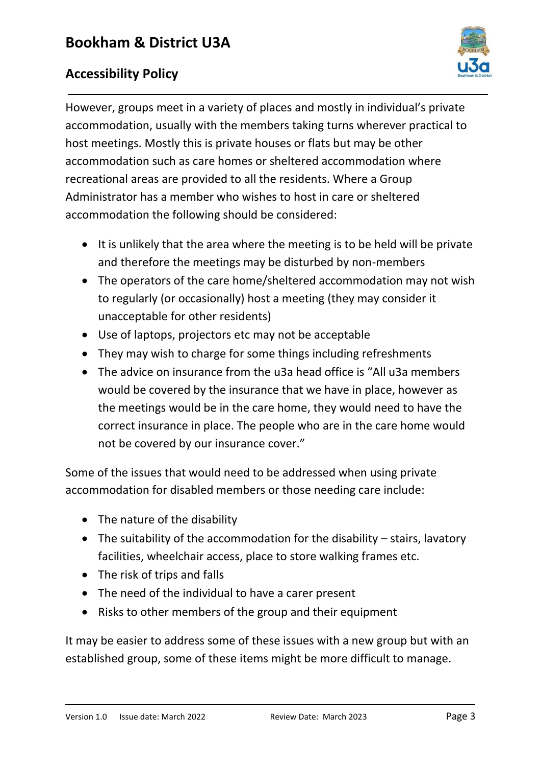However, groups meet in a variety of places and mostly in individual's private accommodation, usually with the members taking turns wherever practical to host meetings. Mostly this is private houses or flats but may be other accommodation such as care homes or sheltered accommodation where recreational areas are provided to all the residents. Where a Group Administrator has a member who wishes to host in care or sheltered accommodation the following should be considered:

- It is unlikely that the area where the meeting is to be held will be private and therefore the meetings may be disturbed by non-members
- The operators of the care home/sheltered accommodation may not wish to regularly (or occasionally) host a meeting (they may consider it unacceptable for other residents)
- Use of laptops, projectors etc may not be acceptable
- They may wish to charge for some things including refreshments
- The advice on insurance from the u3a head office is "All u3a members would be covered by the insurance that we have in place, however as the meetings would be in the care home, they would need to have the correct insurance in place. The people who are in the care home would not be covered by our insurance cover."

Some of the issues that would need to be addressed when using private accommodation for disabled members or those needing care include:

- The nature of the disability
- The suitability of the accommodation for the disability – stairs, lavatory facilities, wheelchair access, place to store walking frames etc.
- The risk of trips and falls
- The need of the individual to have a carer present
- Risks to other members of the group and their equipment

It may be easier to address some of these issues with a new group but with an established group, some of these items might be more difficult to manage.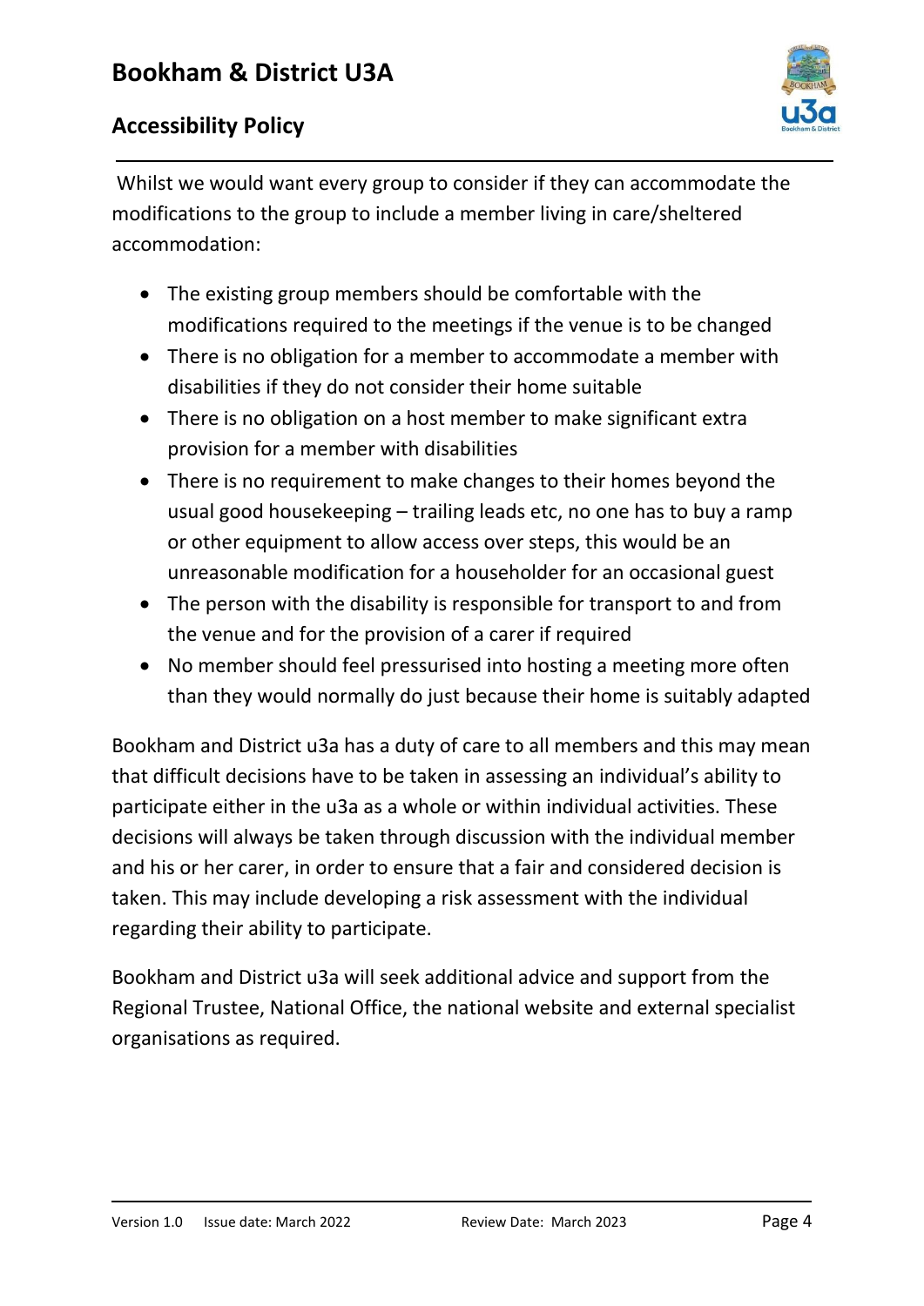Whilst we would want every group to consider if they can accommodate the modifications to the group to include a member living in care/sheltered accommodation:

- The existing group members should be comfortable with the modifications required to the meetings if the venue is to be changed
- There is no obligation for a member to accommodate a member with disabilities if they do not consider their home suitable
- There is no obligation on a host member to make significant extra provision for a member with disabilities
- There is no requirement to make changes to their homes beyond the usual good housekeeping – trailing leads etc, no one has to buy a ramp or other equipment to allow access over steps, this would be an unreasonable modification for a householder for an occasional guest
- The person with the disability is responsible for transport to and from the venue and for the provision of a carer if required
- No member should feel pressurised into hosting a meeting more often than they would normally do just because their home is suitably adapted

Bookham and District u3a has a duty of care to all members and this may mean that difficult decisions have to be taken in assessing an individual's ability to participate either in the u3a as a whole or within individual activities. These decisions will always be taken through discussion with the individual member and his or her carer, in order to ensure that a fair and considered decision is taken. This may include developing a risk assessment with the individual regarding their ability to participate.

Bookham and District u3a will seek additional advice and support from the Regional Trustee, National Office, the national website and external specialist organisations as required.